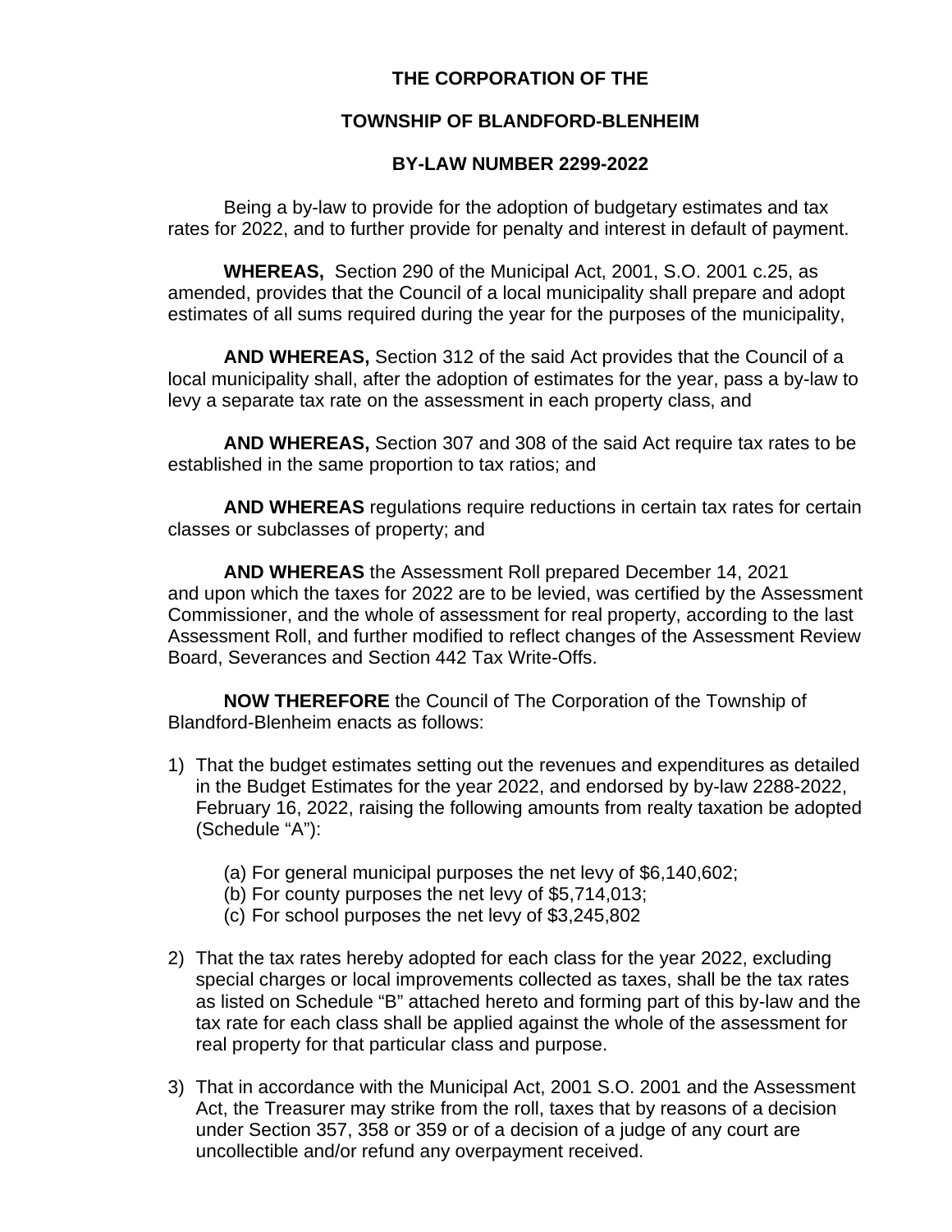**THE CORPORATION OF THE**

**TOWNSHIP OF BLANDFORD-BLENHEIM**

**BY-LAW NUMBER 2299-2022**

Being a by-law to provide for the adoption of budgetary estimates and tax rates for 2022, and to further provide for penalty and interest in default of payment.

**WHEREAS,** Section 290 of the Municipal Act, 2001, S.O. 2001 c.25, as amended, provides that the Council of a local municipality shall prepare and adopt estimates of all sums required during the year for the purposes of the municipality,

**AND WHEREAS,** Section 312 of the said Act provides that the Council of a local municipality shall, after the adoption of estimates for the year, pass a by-law to levy a separate tax rate on the assessment in each property class, and

**AND WHEREAS,** Section 307 and 308 of the said Act require tax rates to be established in the same proportion to tax ratios; and

**AND WHEREAS** regulations require reductions in certain tax rates for certain classes or subclasses of property; and

**AND WHEREAS** the Assessment Roll prepared December 14, 2021 and upon which the taxes for 2022 are to be levied, was certified by the Assessment Commissioner, and the whole of assessment for real property, according to the last Assessment Roll, and further modified to reflect changes of the Assessment Review Board, Severances and Section 442 Tax Write-Offs.

**NOW THEREFORE** the Council of The Corporation of the Township of Blandford-Blenheim enacts as follows:

1) That the budget estimates setting out the revenues and expenditures as detailed in the Budget Estimates for the year 2022, and endorsed by by-law 2288-2022, February 16, 2022, raising the following amounts from realty taxation be adopted (Schedule "A"):

   (a) For general municipal purposes the net levy of $6,140,602;
   (b) For county purposes the net levy of $5,714,013;
   (c) For school purposes the net levy of $3,245,802

2) That the tax rates hereby adopted for each class for the year 2022, excluding special charges or local improvements collected as taxes, shall be the tax rates as listed on Schedule "B" attached hereto and forming part of this by-law and the tax rate for each class shall be applied against the whole of the assessment for real property for that particular class and purpose.

3) That in accordance with the Municipal Act, 2001 S.O. 2001 and the Assessment Act, the Treasurer may strike from the roll, taxes that by reasons of a decision under Section 357, 358 or 359 or of a decision of a judge of any court are uncollectible and/or refund any overpayment received.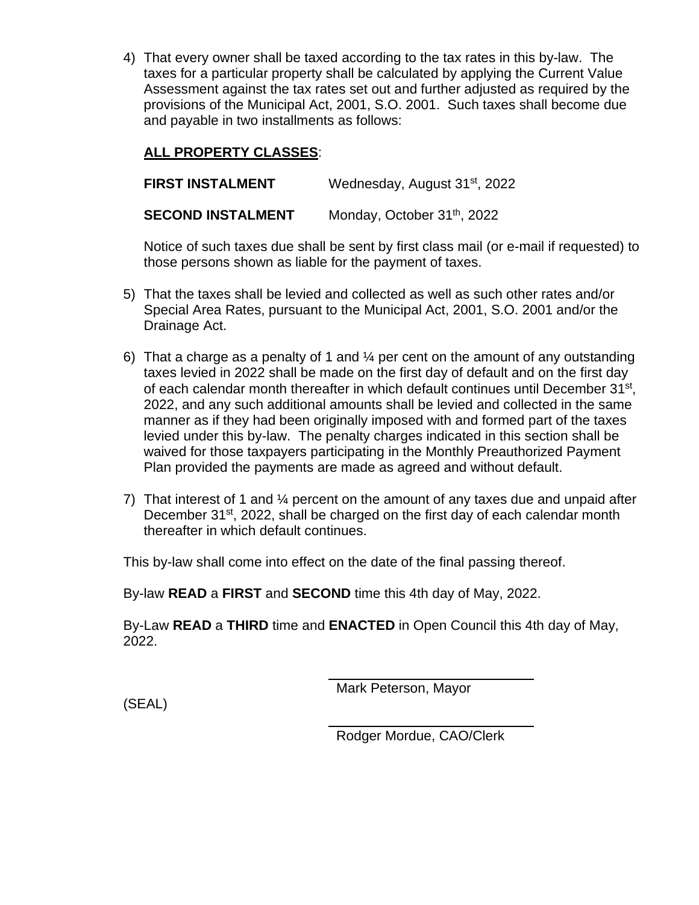4) That every owner shall be taxed according to the tax rates in this by-law. The taxes for a particular property shall be calculated by applying the Current Value Assessment against the tax rates set out and further adjusted as required by the provisions of the Municipal Act, 2001, S.O. 2001. Such taxes shall become due and payable in two installments as follows:

   **ALL PROPERTY CLASSES**:

   **FIRST INSTALMENT** Wednesday, August 31st, 2022

   **SECOND INSTALMENT** Monday, October 31th, 2022

   Notice of such taxes due shall be sent by first class mail (or e-mail if requested) to those persons shown as liable for the payment of taxes.

5) That the taxes shall be levied and collected as well as such other rates and/or Special Area Rates, pursuant to the Municipal Act, 2001, S.O. 2001 and/or the Drainage Act.

6) That a charge as a penalty of 1 and ¼ per cent on the amount of any outstanding taxes levied in 2022 shall be made on the first day of default and on the first day of each calendar month thereafter in which default continues until December 31st, 2022, and any such additional amounts shall be levied and collected in the same manner as if they had been originally imposed with and formed part of the taxes levied under this by-law. The penalty charges indicated in this section shall be waived for those taxpayers participating in the Monthly Preauthorized Payment Plan provided the payments are made as agreed and without default.

7) That interest of 1 and ¼ percent on the amount of any taxes due and unpaid after December 31st, 2022, shall be charged on the first day of each calendar month thereafter in which default continues.

This by-law shall come into effect on the date of the final passing thereof.

By-law **READ** a **FIRST** and **SECOND** time this 4th day of May, 2022.

By-Law **READ** a **THIRD** time and **ENACTED** in Open Council this 4th day of May, 2022.

Mark Peterson, Mayor

(SEAL)

Rodger Mordue, CAO/Clerk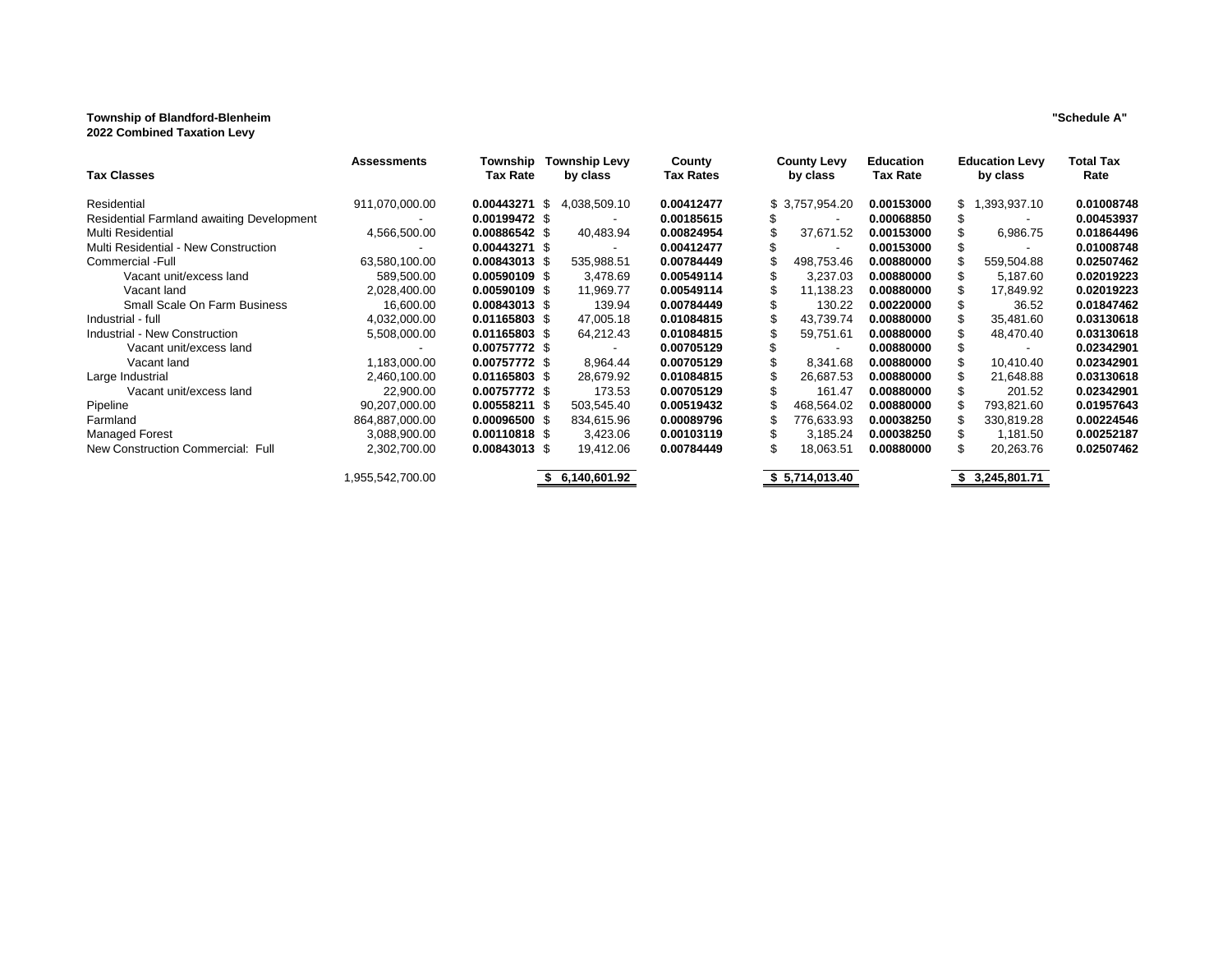**Township of Blandford-Blenheim**
**2022 Combined Taxation Levy**

**"Schedule A"**

| Tax Classes | Assessments | Township Tax Rate | Township Levy by class | County Tax Rates | County Levy by class | Education Tax Rate | Education Levy by class | Total Tax Rate |
|---|---|---|---|---|---|---|---|---|
| Residential | 911,070,000.00 | **0.00443271** | $ 4,038,509.10 | **0.00412477** | $ 3,757,954.20 | **0.00153000** | $ 1,393,937.10 | **0.01008748** |
| Residential Farmland awaiting Development | - | **0.00199472** | $ - | **0.00185615** | $ - | **0.00068850** | $ - | **0.00453937** |
| Multi Residential | 4,566,500.00 | **0.00886542** | $ 40,483.94 | **0.00824954** | $ 37,671.52 | **0.00153000** | $ 6,986.75 | **0.01864496** |
| Multi Residential - New Construction | - | **0.00443271** | $ - | **0.00412477** | $ - | **0.00153000** | $ - | **0.01008748** |
| Commercial -Full | 63,580,100.00 | **0.00843013** | $ 535,988.51 | **0.00784449** | $ 498,753.46 | **0.00880000** | $ 559,504.88 | **0.02507462** |
| Vacant unit/excess land | 589,500.00 | **0.00590109** | $ 3,478.69 | **0.00549114** | $ 3,237.03 | **0.00880000** | $ 5,187.60 | **0.02019223** |
| Vacant land | 2,028,400.00 | **0.00590109** | $ 11,969.77 | **0.00549114** | $ 11,138.23 | **0.00880000** | $ 17,849.92 | **0.02019223** |
| Small Scale On Farm Business | 16,600.00 | **0.00843013** | $ 139.94 | **0.00784449** | $ 130.22 | **0.00220000** | $ 36.52 | **0.01847462** |
| Industrial - full | 4,032,000.00 | **0.01165803** | $ 47,005.18 | **0.01084815** | $ 43,739.74 | **0.00880000** | $ 35,481.60 | **0.03130618** |
| Industrial - New Construction | 5,508,000.00 | **0.01165803** | $ 64,212.43 | **0.01084815** | $ 59,751.61 | **0.00880000** | $ 48,470.40 | **0.03130618** |
| Vacant unit/excess land | - | **0.00757772** | $ - | **0.00705129** | $ - | **0.00880000** | $ - | **0.02342901** |
| Vacant land | 1,183,000.00 | **0.00757772** | $ 8,964.44 | **0.00705129** | $ 8,341.68 | **0.00880000** | $ 10,410.40 | **0.02342901** |
| Large Industrial | 2,460,100.00 | **0.01165803** | $ 28,679.92 | **0.01084815** | $ 26,687.53 | **0.00880000** | $ 21,648.88 | **0.03130618** |
| Vacant unit/excess land | 22,900.00 | **0.00757772** | $ 173.53 | **0.00705129** | $ 161.47 | **0.00880000** | $ 201.52 | **0.02342901** |
| Pipeline | 90,207,000.00 | **0.00558211** | $ 503,545.40 | **0.00519432** | $ 468,564.02 | **0.00880000** | $ 793,821.60 | **0.01957643** |
| Farmland | 864,887,000.00 | **0.00096500** | $ 834,615.96 | **0.00089796** | $ 776,633.93 | **0.00038250** | $ 330,819.28 | **0.00224546** |
| Managed Forest | 3,088,900.00 | **0.00110818** | $ 3,423.06 | **0.00103119** | $ 3,185.24 | **0.00038250** | $ 1,181.50 | **0.00252187** |
| New Construction Commercial: Full | 2,302,700.00 | **0.00843013** | $ 19,412.06 | **0.00784449** | $ 18,063.51 | **0.00880000** | $ 20,263.76 | **0.02507462** |
| | 1,955,542,700.00 | | **$ 6,140,601.92** | | **$ 5,714,013.40** | | **$ 3,245,801.71** | |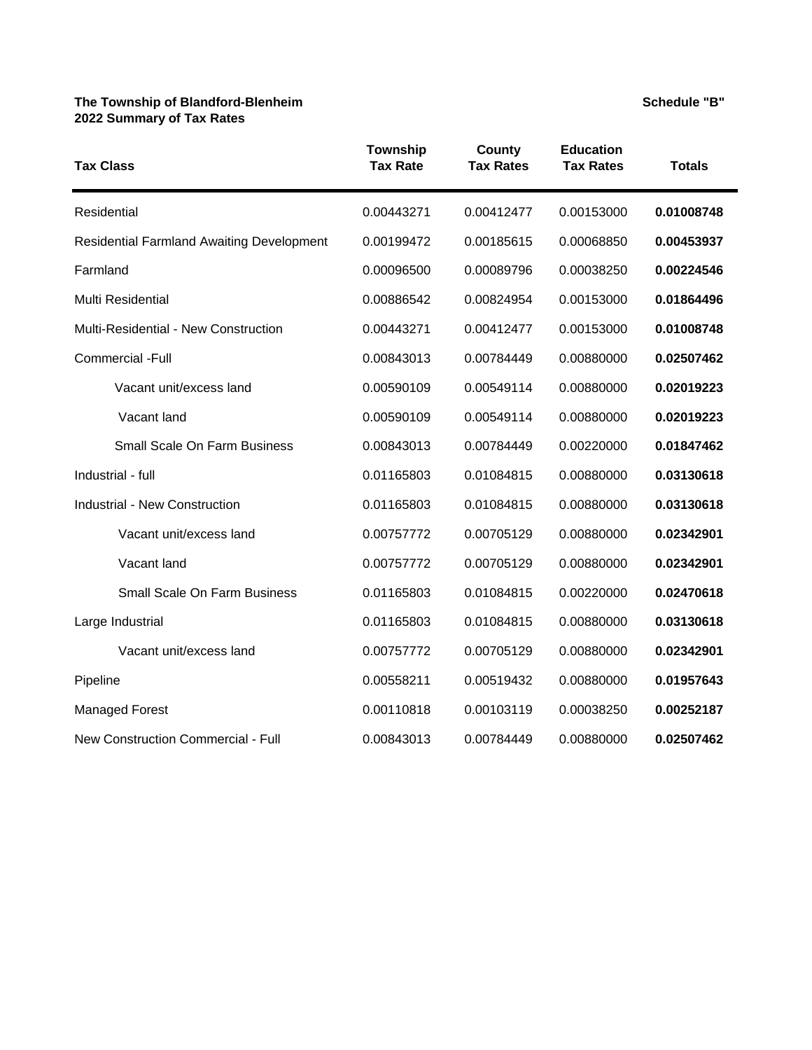**The Township of Blandford-Blenheim**
**2022 Summary of Tax Rates**

**Schedule "B"**

| Tax Class | Township Tax Rate | County Tax Rates | Education Tax Rates | Totals |
|---|---|---|---|---|
| Residential | 0.00443271 | 0.00412477 | 0.00153000 | **0.01008748** |
| Residential Farmland Awaiting Development | 0.00199472 | 0.00185615 | 0.00068850 | **0.00453937** |
| Farmland | 0.00096500 | 0.00089796 | 0.00038250 | **0.00224546** |
| Multi Residential | 0.00886542 | 0.00824954 | 0.00153000 | **0.01864496** |
| Multi-Residential - New Construction | 0.00443271 | 0.00412477 | 0.00153000 | **0.01008748** |
| Commercial -Full | 0.00843013 | 0.00784449 | 0.00880000 | **0.02507462** |
| Vacant unit/excess land | 0.00590109 | 0.00549114 | 0.00880000 | **0.02019223** |
| Vacant land | 0.00590109 | 0.00549114 | 0.00880000 | **0.02019223** |
| Small Scale On Farm Business | 0.00843013 | 0.00784449 | 0.00220000 | **0.01847462** |
| Industrial - full | 0.01165803 | 0.01084815 | 0.00880000 | **0.03130618** |
| Industrial - New Construction | 0.01165803 | 0.01084815 | 0.00880000 | **0.03130618** |
| Vacant unit/excess land | 0.00757772 | 0.00705129 | 0.00880000 | **0.02342901** |
| Vacant land | 0.00757772 | 0.00705129 | 0.00880000 | **0.02342901** |
| Small Scale On Farm Business | 0.01165803 | 0.01084815 | 0.00220000 | **0.02470618** |
| Large Industrial | 0.01165803 | 0.01084815 | 0.00880000 | **0.03130618** |
| Vacant unit/excess land | 0.00757772 | 0.00705129 | 0.00880000 | **0.02342901** |
| Pipeline | 0.00558211 | 0.00519432 | 0.00880000 | **0.01957643** |
| Managed Forest | 0.00110818 | 0.00103119 | 0.00038250 | **0.00252187** |
| New Construction Commercial - Full | 0.00843013 | 0.00784449 | 0.00880000 | **0.02507462** |